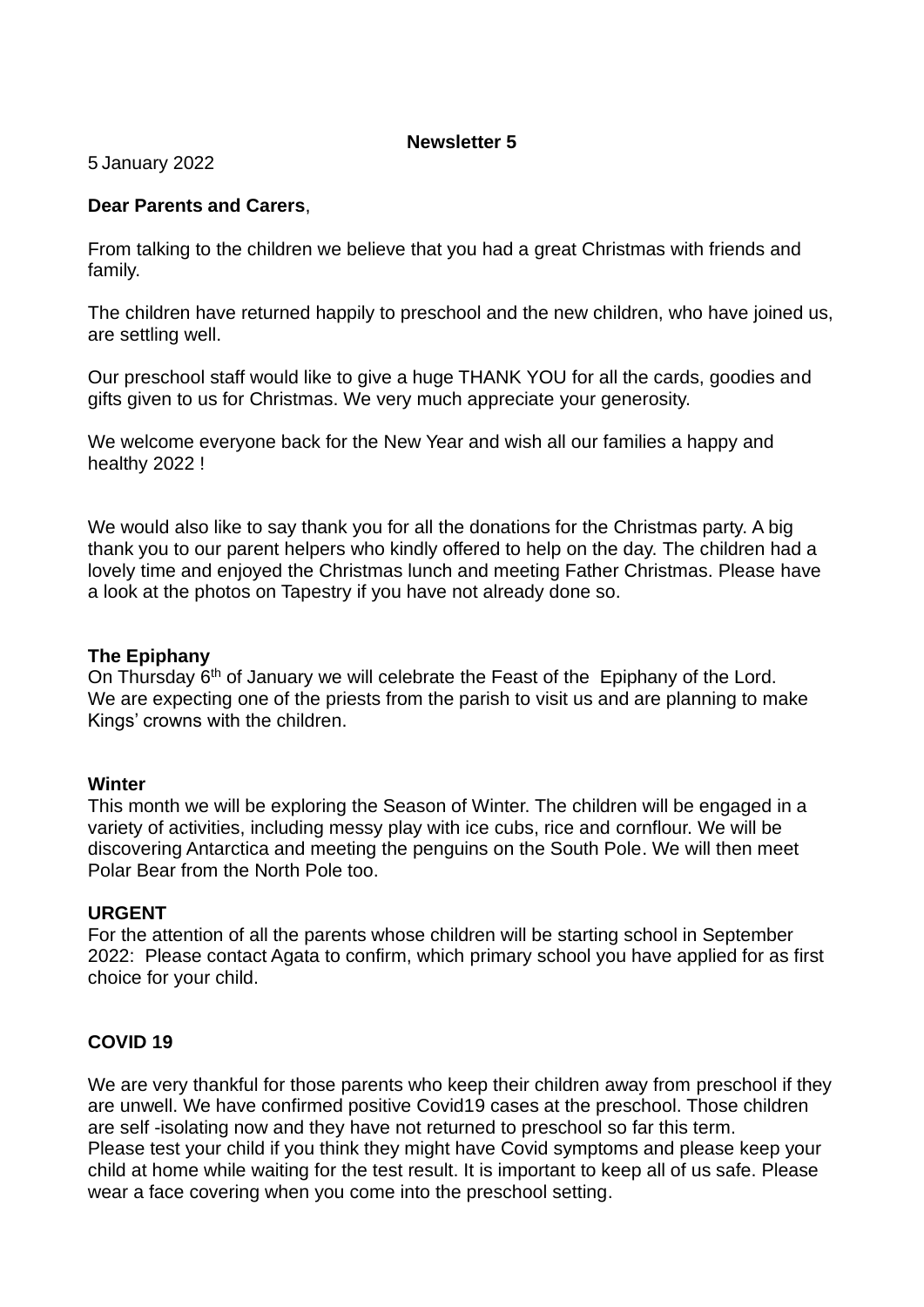**Newsletter 5**

5 January 2022

**Dear Parents and Carers**,

From talking to the children we believe that you had a great Christmas with friends and family.

The children have returned happily to preschool and the new children, who have joined us, are settling well.

Our preschool staff would like to give a huge THANK YOU for all the cards, goodies and gifts given to us for Christmas. We very much appreciate your generosity.

We welcome everyone back for the New Year and wish all our families a happy and healthy 2022 !

We would also like to say thank you for all the donations for the Christmas party. A big thank you to our parent helpers who kindly offered to help on the day. The children had a lovely time and enjoyed the Christmas lunch and meeting Father Christmas. Please have a look at the photos on Tapestry if you have not already done so.

**The Epiphany**

On Thursday 6th of January we will celebrate the Feast of the Epiphany of the Lord. We are expecting one of the priests from the parish to visit us and are planning to make Kings' crowns with the children.

**Winter**

This month we will be exploring the Season of Winter. The children will be engaged in a variety of activities, including messy play with ice cubs, rice and cornflour. We will be discovering Antarctica and meeting the penguins on the South Pole. We will then meet Polar Bear from the North Pole too.

**URGENT**

For the attention of all the parents whose children will be starting school in September 2022: Please contact Agata to confirm, which primary school you have applied for as first choice for your child.

**COVID 19**

We are very thankful for those parents who keep their children away from preschool if they are unwell. We have confirmed positive Covid19 cases at the preschool. Those children are self -isolating now and they have not returned to preschool so far this term.
Please test your child if you think they might have Covid symptoms and please keep your child at home while waiting for the test result. It is important to keep all of us safe. Please wear a face covering when you come into the preschool setting.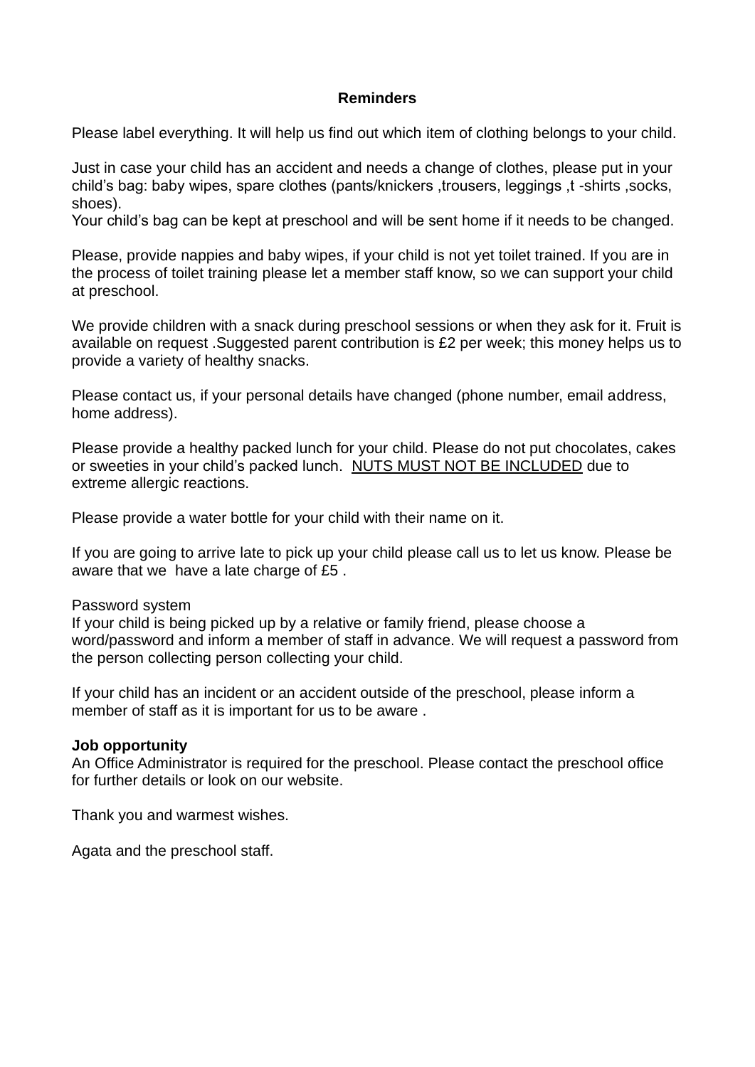**Reminders**

Please label everything. It will help us find out which item of clothing belongs to your child.

Just in case your child has an accident and needs a change of clothes, please put in your child's bag: baby wipes, spare clothes (pants/knickers ,trousers, leggings ,t -shirts ,socks, shoes).
Your child's bag can be kept at preschool and will be sent home if it needs to be changed.

Please, provide nappies and baby wipes, if your child is not yet toilet trained. If you are in the process of toilet training please let a member staff know, so we can support your child at preschool.

We provide children with a snack during preschool sessions or when they ask for it. Fruit is available on request .Suggested parent contribution is £2 per week; this money helps us to provide a variety of healthy snacks.

Please contact us, if your personal details have changed (phone number, email address, home address).

Please provide a healthy packed lunch for your child. Please do not put chocolates, cakes or sweeties in your child's packed lunch. <u>NUTS MUST NOT BE INCLUDED</u> due to extreme allergic reactions.

Please provide a water bottle for your child with their name on it.

If you are going to arrive late to pick up your child please call us to let us know. Please be aware that we have a late charge of £5 .

Password system
If your child is being picked up by a relative or family friend, please choose a word/password and inform a member of staff in advance. We will request a password from the person collecting person collecting your child.

If your child has an incident or an accident outside of the preschool, please inform a member of staff as it is important for us to be aware .

**Job opportunity**
An Office Administrator is required for the preschool. Please contact the preschool office for further details or look on our website.

Thank you and warmest wishes.

Agata and the preschool staff.